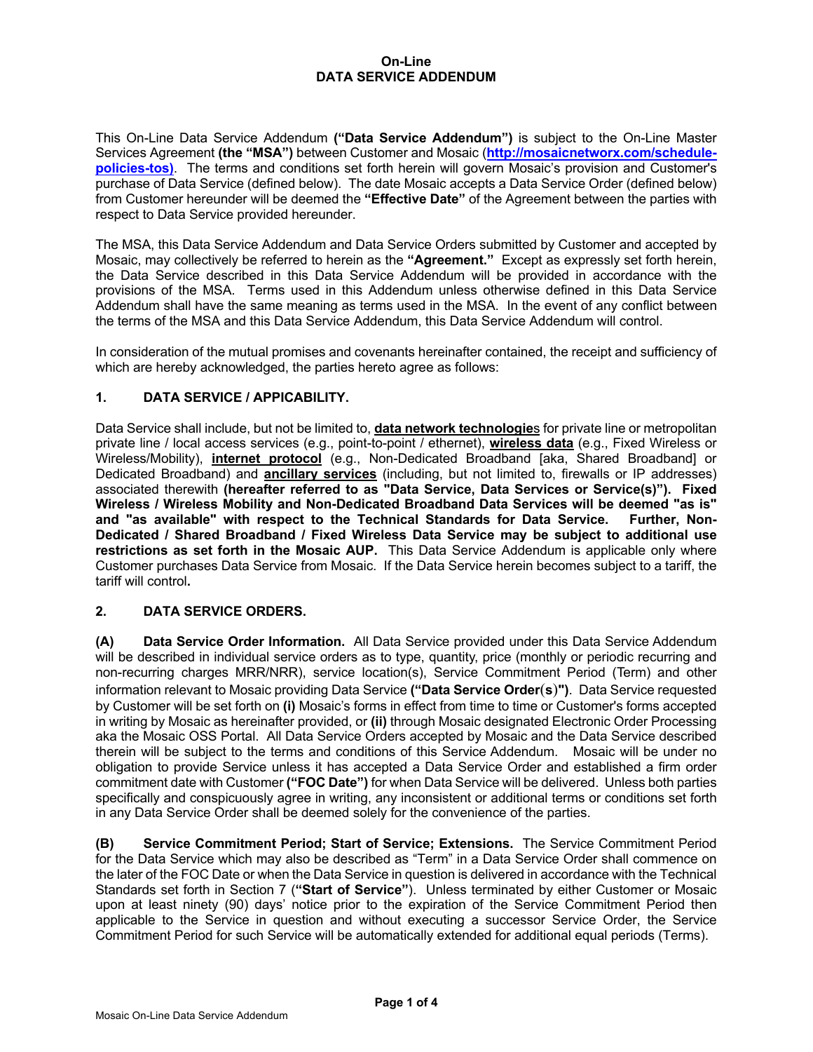# On-Line
# DATA SERVICE ADDENDUM

This On-Line Data Service Addendum **("Data Service Addendum")** is subject to the On-Line Master Services Agreement **(the "MSA")** between Customer and Mosaic (**http://mosaicnetworx.com/schedule-policies-tos)**. The terms and conditions set forth herein will govern Mosaic's provision and Customer's purchase of Data Service (defined below). The date Mosaic accepts a Data Service Order (defined below) from Customer hereunder will be deemed the **"Effective Date"** of the Agreement between the parties with respect to Data Service provided hereunder.

The MSA, this Data Service Addendum and Data Service Orders submitted by Customer and accepted by Mosaic, may collectively be referred to herein as the **"Agreement."** Except as expressly set forth herein, the Data Service described in this Data Service Addendum will be provided in accordance with the provisions of the MSA. Terms used in this Addendum unless otherwise defined in this Data Service Addendum shall have the same meaning as terms used in the MSA. In the event of any conflict between the terms of the MSA and this Data Service Addendum, this Data Service Addendum will control.

In consideration of the mutual promises and covenants hereinafter contained, the receipt and sufficiency of which are hereby acknowledged, the parties hereto agree as follows:

## 1. DATA SERVICE / APPICABILITY.

Data Service shall include, but not be limited to, **data network technologie**s for private line or metropolitan private line / local access services (e.g., point-to-point / ethernet), **wireless data** (e.g., Fixed Wireless or Wireless/Mobility), **internet protocol** (e.g., Non-Dedicated Broadband [aka, Shared Broadband] or Dedicated Broadband) and **ancillary services** (including, but not limited to, firewalls or IP addresses) associated therewith **(hereafter referred to as "Data Service, Data Services or Service(s)"). Fixed Wireless / Wireless Mobility and Non-Dedicated Broadband Data Services will be deemed "as is" and "as available" with respect to the Technical Standards for Data Service. Further, Non-Dedicated / Shared Broadband / Fixed Wireless Data Service may be subject to additional use restrictions as set forth in the Mosaic AUP.** This Data Service Addendum is applicable only where Customer purchases Data Service from Mosaic. If the Data Service herein becomes subject to a tariff, the tariff will control**.**

## 2. DATA SERVICE ORDERS.

**(A) Data Service Order Information.** All Data Service provided under this Data Service Addendum will be described in individual service orders as to type, quantity, price (monthly or periodic recurring and non-recurring charges MRR/NRR), service location(s), Service Commitment Period (Term) and other information relevant to Mosaic providing Data Service **("Data Service Order(s)")**. Data Service requested by Customer will be set forth on **(i)** Mosaic's forms in effect from time to time or Customer's forms accepted in writing by Mosaic as hereinafter provided, or **(ii)** through Mosaic designated Electronic Order Processing aka the Mosaic OSS Portal. All Data Service Orders accepted by Mosaic and the Data Service described therein will be subject to the terms and conditions of this Service Addendum. Mosaic will be under no obligation to provide Service unless it has accepted a Data Service Order and established a firm order commitment date with Customer **("FOC Date")** for when Data Service will be delivered. Unless both parties specifically and conspicuously agree in writing, any inconsistent or additional terms or conditions set forth in any Data Service Order shall be deemed solely for the convenience of the parties.

**(B) Service Commitment Period; Start of Service; Extensions.** The Service Commitment Period for the Data Service which may also be described as "Term" in a Data Service Order shall commence on the later of the FOC Date or when the Data Service in question is delivered in accordance with the Technical Standards set forth in Section 7 (**"Start of Service"**). Unless terminated by either Customer or Mosaic upon at least ninety (90) days' notice prior to the expiration of the Service Commitment Period then applicable to the Service in question and without executing a successor Service Order, the Service Commitment Period for such Service will be automatically extended for additional equal periods (Terms).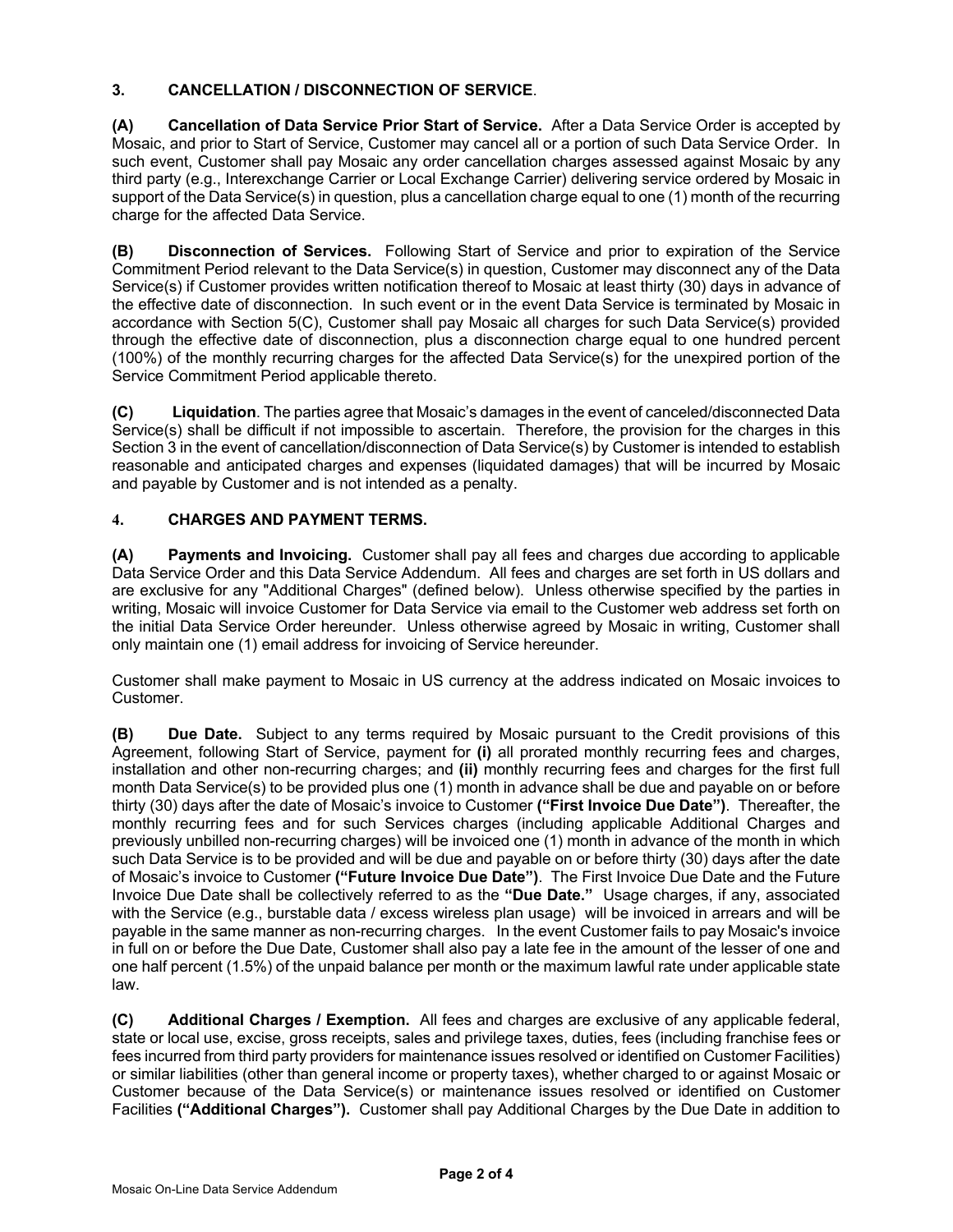## 3. CANCELLATION / DISCONNECTION OF SERVICE.

**(A) Cancellation of Data Service Prior Start of Service.** After a Data Service Order is accepted by Mosaic, and prior to Start of Service, Customer may cancel all or a portion of such Data Service Order. In such event, Customer shall pay Mosaic any order cancellation charges assessed against Mosaic by any third party (e.g., Interexchange Carrier or Local Exchange Carrier) delivering service ordered by Mosaic in support of the Data Service(s) in question, plus a cancellation charge equal to one (1) month of the recurring charge for the affected Data Service.

**(B) Disconnection of Services.** Following Start of Service and prior to expiration of the Service Commitment Period relevant to the Data Service(s) in question, Customer may disconnect any of the Data Service(s) if Customer provides written notification thereof to Mosaic at least thirty (30) days in advance of the effective date of disconnection. In such event or in the event Data Service is terminated by Mosaic in accordance with Section 5(C), Customer shall pay Mosaic all charges for such Data Service(s) provided through the effective date of disconnection, plus a disconnection charge equal to one hundred percent (100%) of the monthly recurring charges for the affected Data Service(s) for the unexpired portion of the Service Commitment Period applicable thereto.

**(C) Liquidation**. The parties agree that Mosaic's damages in the event of canceled/disconnected Data Service(s) shall be difficult if not impossible to ascertain. Therefore, the provision for the charges in this Section 3 in the event of cancellation/disconnection of Data Service(s) by Customer is intended to establish reasonable and anticipated charges and expenses (liquidated damages) that will be incurred by Mosaic and payable by Customer and is not intended as a penalty.

## 4. CHARGES AND PAYMENT TERMS.

**(A) Payments and Invoicing.** Customer shall pay all fees and charges due according to applicable Data Service Order and this Data Service Addendum. All fees and charges are set forth in US dollars and are exclusive for any "Additional Charges" (defined below). Unless otherwise specified by the parties in writing, Mosaic will invoice Customer for Data Service via email to the Customer web address set forth on the initial Data Service Order hereunder. Unless otherwise agreed by Mosaic in writing, Customer shall only maintain one (1) email address for invoicing of Service hereunder.

Customer shall make payment to Mosaic in US currency at the address indicated on Mosaic invoices to Customer.

**(B) Due Date.** Subject to any terms required by Mosaic pursuant to the Credit provisions of this Agreement, following Start of Service, payment for **(i)** all prorated monthly recurring fees and charges, installation and other non-recurring charges; and **(ii)** monthly recurring fees and charges for the first full month Data Service(s) to be provided plus one (1) month in advance shall be due and payable on or before thirty (30) days after the date of Mosaic's invoice to Customer **("First Invoice Due Date")**. Thereafter, the monthly recurring fees and for such Services charges (including applicable Additional Charges and previously unbilled non-recurring charges) will be invoiced one (1) month in advance of the month in which such Data Service is to be provided and will be due and payable on or before thirty (30) days after the date of Mosaic's invoice to Customer **("Future Invoice Due Date")**. The First Invoice Due Date and the Future Invoice Due Date shall be collectively referred to as the **"Due Date."** Usage charges, if any, associated with the Service (e.g., burstable data / excess wireless plan usage) will be invoiced in arrears and will be payable in the same manner as non-recurring charges. In the event Customer fails to pay Mosaic's invoice in full on or before the Due Date, Customer shall also pay a late fee in the amount of the lesser of one and one half percent (1.5%) of the unpaid balance per month or the maximum lawful rate under applicable state law.

**(C) Additional Charges / Exemption.** All fees and charges are exclusive of any applicable federal, state or local use, excise, gross receipts, sales and privilege taxes, duties, fees (including franchise fees or fees incurred from third party providers for maintenance issues resolved or identified on Customer Facilities) or similar liabilities (other than general income or property taxes), whether charged to or against Mosaic or Customer because of the Data Service(s) or maintenance issues resolved or identified on Customer Facilities **("Additional Charges").** Customer shall pay Additional Charges by the Due Date in addition to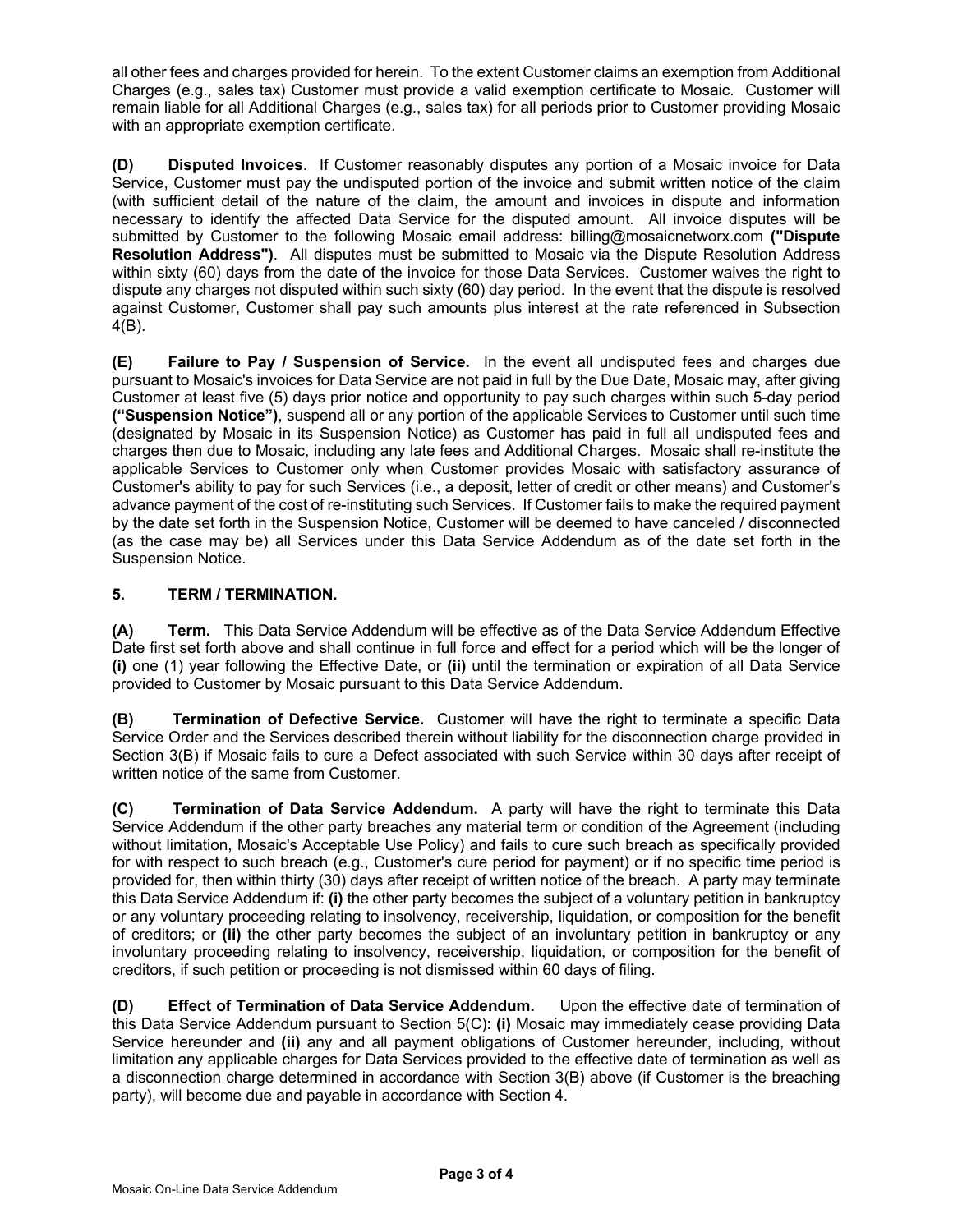all other fees and charges provided for herein. To the extent Customer claims an exemption from Additional Charges (e.g., sales tax) Customer must provide a valid exemption certificate to Mosaic. Customer will remain liable for all Additional Charges (e.g., sales tax) for all periods prior to Customer providing Mosaic with an appropriate exemption certificate.

**(D) Disputed Invoices**. If Customer reasonably disputes any portion of a Mosaic invoice for Data Service, Customer must pay the undisputed portion of the invoice and submit written notice of the claim (with sufficient detail of the nature of the claim, the amount and invoices in dispute and information necessary to identify the affected Data Service for the disputed amount. All invoice disputes will be submitted by Customer to the following Mosaic email address: billing@mosaicnetworx.com **("Dispute Resolution Address")**. All disputes must be submitted to Mosaic via the Dispute Resolution Address within sixty (60) days from the date of the invoice for those Data Services. Customer waives the right to dispute any charges not disputed within such sixty (60) day period. In the event that the dispute is resolved against Customer, Customer shall pay such amounts plus interest at the rate referenced in Subsection 4(B).

**(E) Failure to Pay / Suspension of Service.** In the event all undisputed fees and charges due pursuant to Mosaic's invoices for Data Service are not paid in full by the Due Date, Mosaic may, after giving Customer at least five (5) days prior notice and opportunity to pay such charges within such 5-day period **("Suspension Notice")**, suspend all or any portion of the applicable Services to Customer until such time (designated by Mosaic in its Suspension Notice) as Customer has paid in full all undisputed fees and charges then due to Mosaic, including any late fees and Additional Charges. Mosaic shall re-institute the applicable Services to Customer only when Customer provides Mosaic with satisfactory assurance of Customer's ability to pay for such Services (i.e., a deposit, letter of credit or other means) and Customer's advance payment of the cost of re-instituting such Services. If Customer fails to make the required payment by the date set forth in the Suspension Notice, Customer will be deemed to have canceled / disconnected (as the case may be) all Services under this Data Service Addendum as of the date set forth in the Suspension Notice.

## 5. TERM / TERMINATION.

**(A) Term.** This Data Service Addendum will be effective as of the Data Service Addendum Effective Date first set forth above and shall continue in full force and effect for a period which will be the longer of **(i)** one (1) year following the Effective Date, or **(ii)** until the termination or expiration of all Data Service provided to Customer by Mosaic pursuant to this Data Service Addendum.

**(B) Termination of Defective Service.** Customer will have the right to terminate a specific Data Service Order and the Services described therein without liability for the disconnection charge provided in Section 3(B) if Mosaic fails to cure a Defect associated with such Service within 30 days after receipt of written notice of the same from Customer.

**(C) Termination of Data Service Addendum.** A party will have the right to terminate this Data Service Addendum if the other party breaches any material term or condition of the Agreement (including without limitation, Mosaic's Acceptable Use Policy) and fails to cure such breach as specifically provided for with respect to such breach (e.g., Customer's cure period for payment) or if no specific time period is provided for, then within thirty (30) days after receipt of written notice of the breach. A party may terminate this Data Service Addendum if: **(i)** the other party becomes the subject of a voluntary petition in bankruptcy or any voluntary proceeding relating to insolvency, receivership, liquidation, or composition for the benefit of creditors; or **(ii)** the other party becomes the subject of an involuntary petition in bankruptcy or any involuntary proceeding relating to insolvency, receivership, liquidation, or composition for the benefit of creditors, if such petition or proceeding is not dismissed within 60 days of filing.

**(D) Effect of Termination of Data Service Addendum.** Upon the effective date of termination of this Data Service Addendum pursuant to Section 5(C): **(i)** Mosaic may immediately cease providing Data Service hereunder and **(ii)** any and all payment obligations of Customer hereunder, including, without limitation any applicable charges for Data Services provided to the effective date of termination as well as a disconnection charge determined in accordance with Section 3(B) above (if Customer is the breaching party), will become due and payable in accordance with Section 4.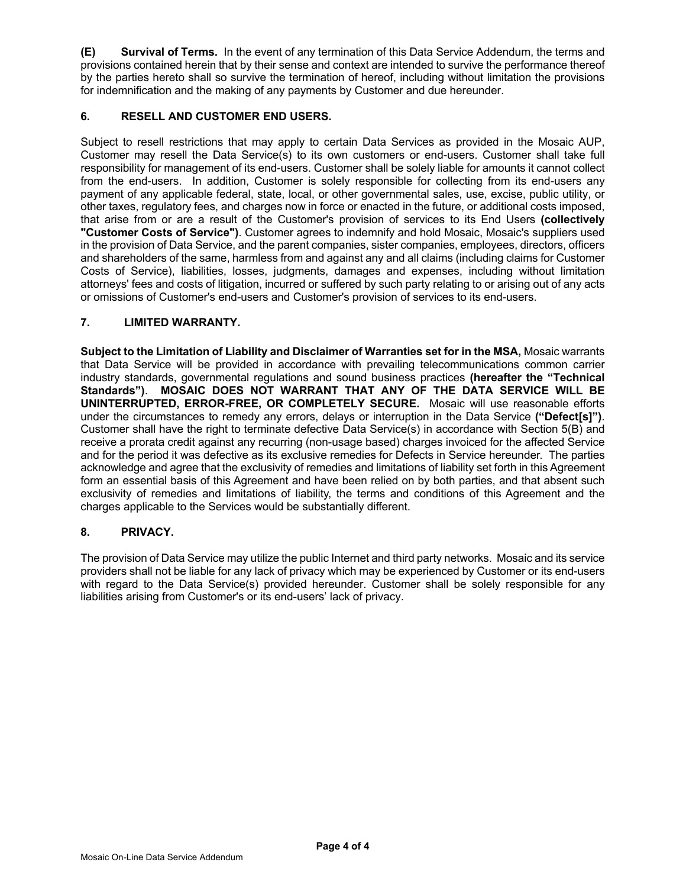**(E) Survival of Terms.** In the event of any termination of this Data Service Addendum, the terms and provisions contained herein that by their sense and context are intended to survive the performance thereof by the parties hereto shall so survive the termination of hereof, including without limitation the provisions for indemnification and the making of any payments by Customer and due hereunder.

## 6. RESELL AND CUSTOMER END USERS.

Subject to resell restrictions that may apply to certain Data Services as provided in the Mosaic AUP, Customer may resell the Data Service(s) to its own customers or end-users. Customer shall take full responsibility for management of its end-users. Customer shall be solely liable for amounts it cannot collect from the end-users. In addition, Customer is solely responsible for collecting from its end-users any payment of any applicable federal, state, local, or other governmental sales, use, excise, public utility, or other taxes, regulatory fees, and charges now in force or enacted in the future, or additional costs imposed, that arise from or are a result of the Customer's provision of services to its End Users **(collectively "Customer Costs of Service")**. Customer agrees to indemnify and hold Mosaic, Mosaic's suppliers used in the provision of Data Service, and the parent companies, sister companies, employees, directors, officers and shareholders of the same, harmless from and against any and all claims (including claims for Customer Costs of Service), liabilities, losses, judgments, damages and expenses, including without limitation attorneys' fees and costs of litigation, incurred or suffered by such party relating to or arising out of any acts or omissions of Customer's end-users and Customer's provision of services to its end-users.

## 7. LIMITED WARRANTY.

**Subject to the Limitation of Liability and Disclaimer of Warranties set for in the MSA,** Mosaic warrants that Data Service will be provided in accordance with prevailing telecommunications common carrier industry standards, governmental regulations and sound business practices **(hereafter the "Technical Standards")**. **MOSAIC DOES NOT WARRANT THAT ANY OF THE DATA SERVICE WILL BE UNINTERRUPTED, ERROR-FREE, OR COMPLETELY SECURE.** Mosaic will use reasonable efforts under the circumstances to remedy any errors, delays or interruption in the Data Service **("Defect[s]")**. Customer shall have the right to terminate defective Data Service(s) in accordance with Section 5(B) and receive a prorata credit against any recurring (non-usage based) charges invoiced for the affected Service and for the period it was defective as its exclusive remedies for Defects in Service hereunder. The parties acknowledge and agree that the exclusivity of remedies and limitations of liability set forth in this Agreement form an essential basis of this Agreement and have been relied on by both parties, and that absent such exclusivity of remedies and limitations of liability, the terms and conditions of this Agreement and the charges applicable to the Services would be substantially different.

## 8. PRIVACY.

The provision of Data Service may utilize the public Internet and third party networks. Mosaic and its service providers shall not be liable for any lack of privacy which may be experienced by Customer or its end-users with regard to the Data Service(s) provided hereunder. Customer shall be solely responsible for any liabilities arising from Customer's or its end-users' lack of privacy.